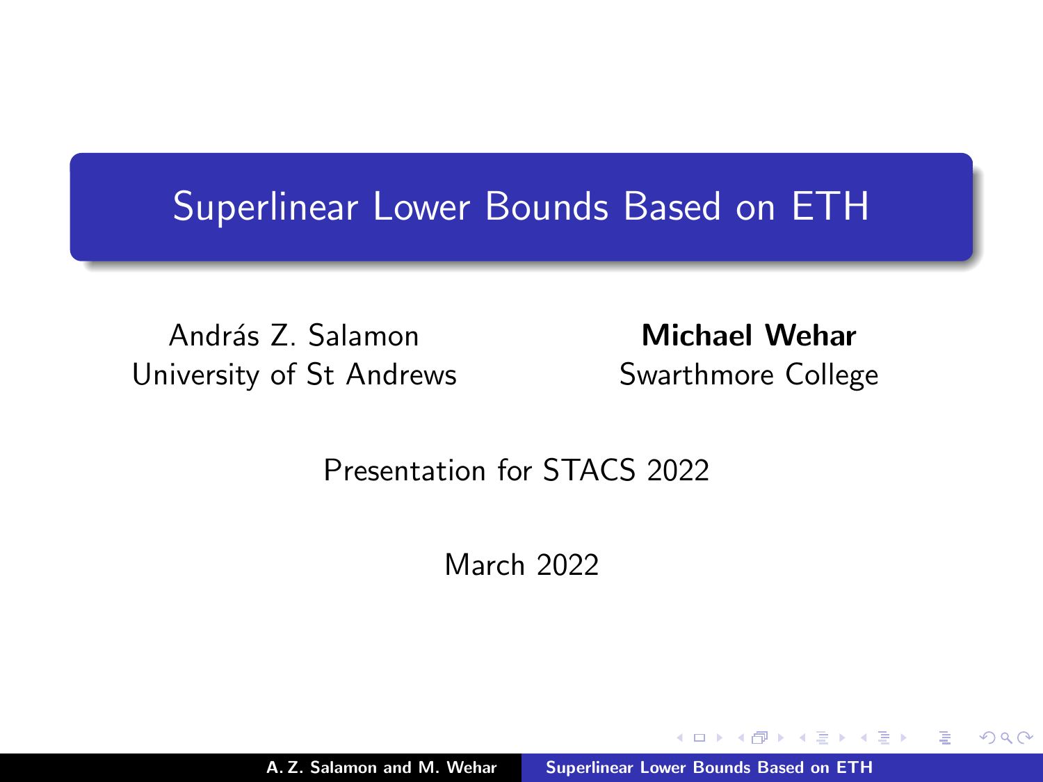# Superlinear Lower Bounds Based on ETH

András Z. Salamon
University of St Andrews

**Michael Wehar**
Swarthmore College

Presentation for STACS 2022

March 2022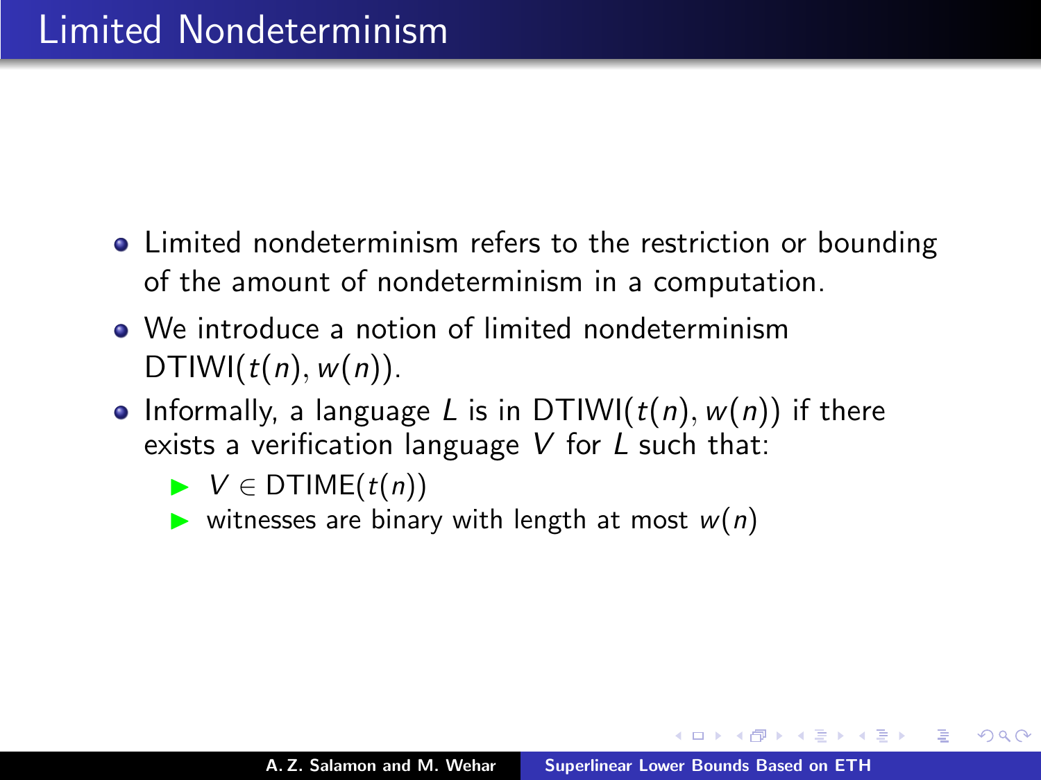# Limited Nondeterminism

- Limited nondeterminism refers to the restriction or bounding of the amount of nondeterminism in a computation.
- We introduce a notion of limited nondeterminism $\text{DTIWI}(t(n), w(n))$.
- Informally, a language $L$ is in $\text{DTIWI}(t(n), w(n))$ if there exists a verification language $V$ for $L$ such that:
  - $V \in \text{DTIME}(t(n))$
  - witnesses are binary with length at most $w(n)$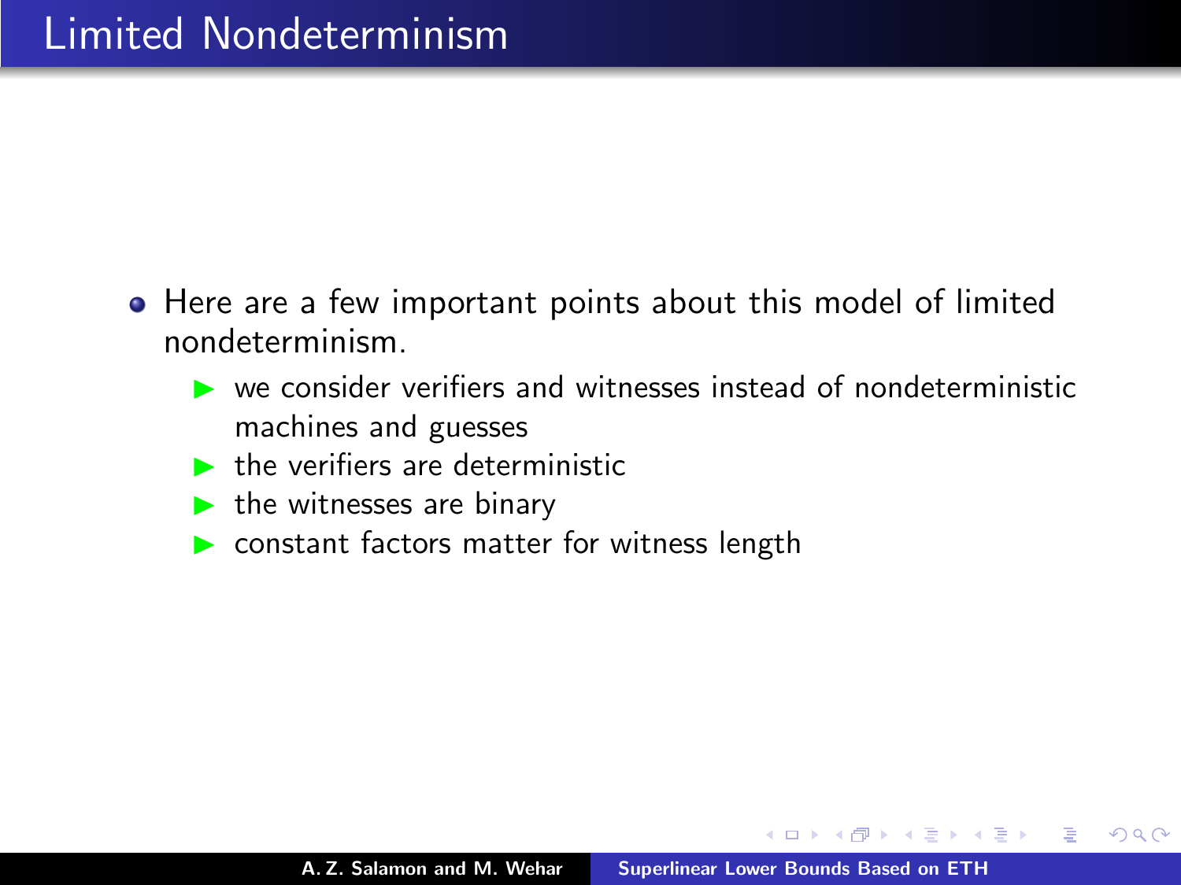# Limited Nondeterminism

- Here are a few important points about this model of limited nondeterminism.
  - we consider verifiers and witnesses instead of nondeterministic machines and guesses
  - the verifiers are deterministic
  - the witnesses are binary
  - constant factors matter for witness length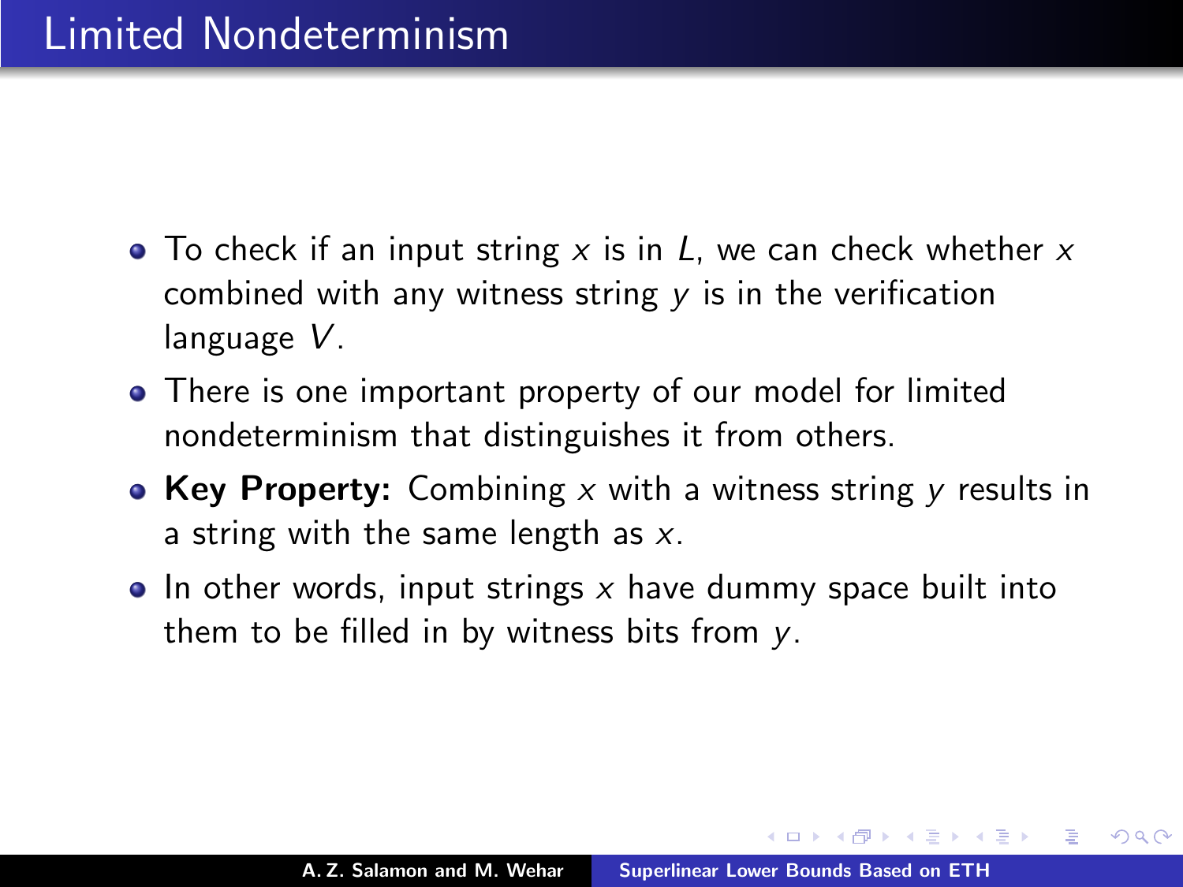# Limited Nondeterminism

- To check if an input string $x$ is in $L$, we can check whether $x$ combined with any witness string $y$ is in the verification language $V$.
- There is one important property of our model for limited nondeterminism that distinguishes it from others.
- **Key Property:** Combining $x$ with a witness string $y$ results in a string with the same length as $x$.
- In other words, input strings $x$ have dummy space built into them to be filled in by witness bits from $y$.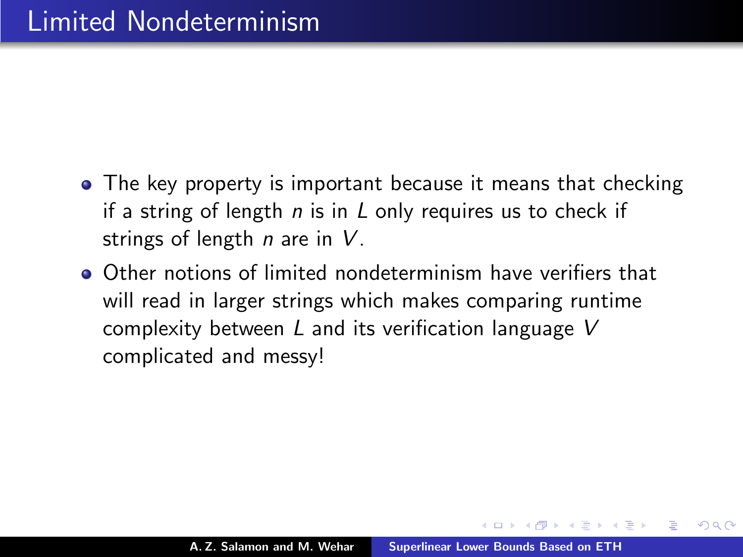# Limited Nondeterminism

- The key property is important because it means that checking if a string of length $n$ is in $L$ only requires us to check if strings of length $n$ are in $V$.
- Other notions of limited nondeterminism have verifiers that will read in larger strings which makes comparing runtime complexity between $L$ and its verification language $V$ complicated and messy!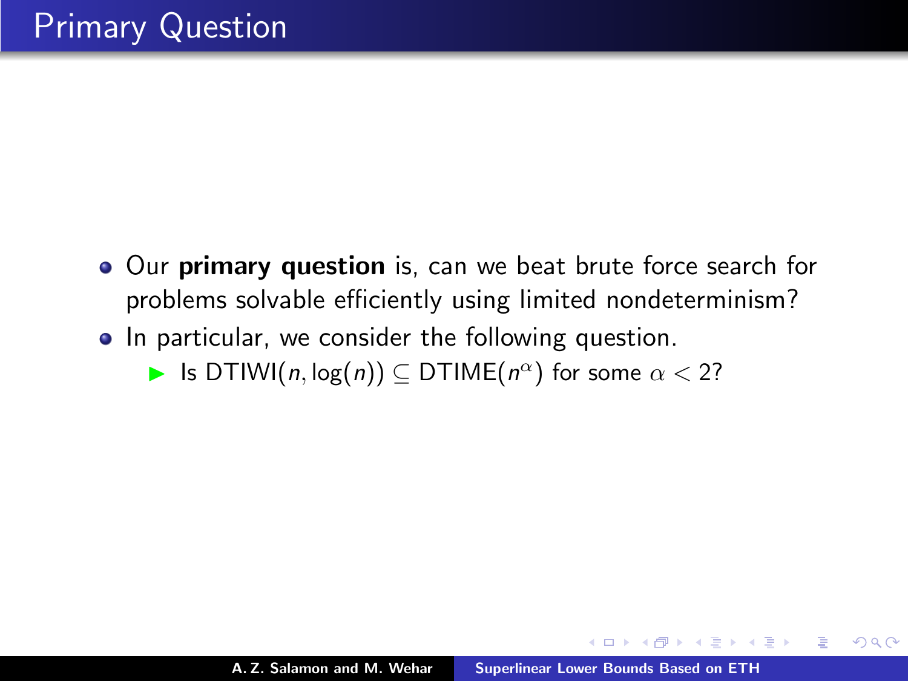# Primary Question

- Our **primary question** is, can we beat brute force search for problems solvable efficiently using limited nondeterminism?
- In particular, we consider the following question.
  - Is $\text{DTIWI}(n, \log(n)) \subseteq \text{DTIME}(n^{\alpha})$ for some $\alpha < 2$?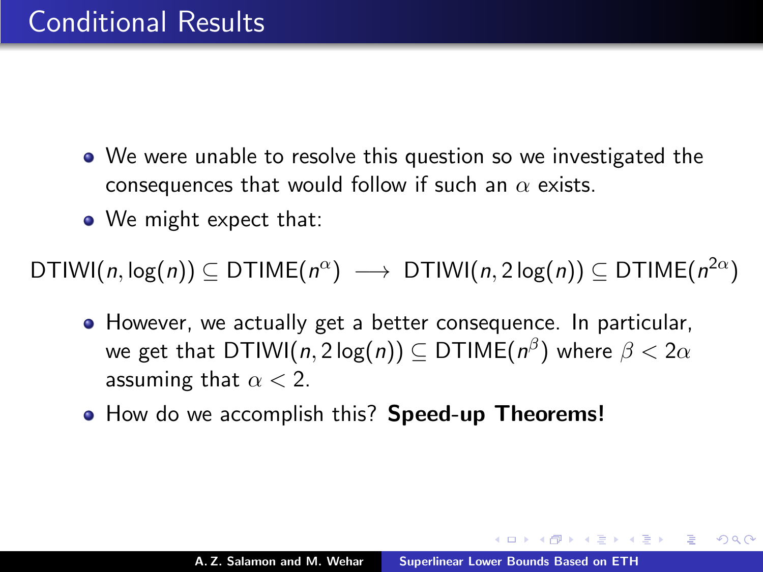# Conditional Results

- We were unable to resolve this question so we investigated the consequences that would follow if such an $\alpha$ exists.
- We might expect that:

$$\text{DTIWI}(n, \log(n)) \subseteq \text{DTIME}(n^{\alpha}) \longrightarrow \text{DTIWI}(n, 2\log(n)) \subseteq \text{DTIME}(n^{2\alpha})$$

- However, we actually get a better consequence. In particular, we get that $\text{DTIWI}(n, 2\log(n)) \subseteq \text{DTIME}(n^{\beta})$ where $\beta < 2\alpha$ assuming that $\alpha < 2$.
- How do we accomplish this? **Speed-up Theorems!**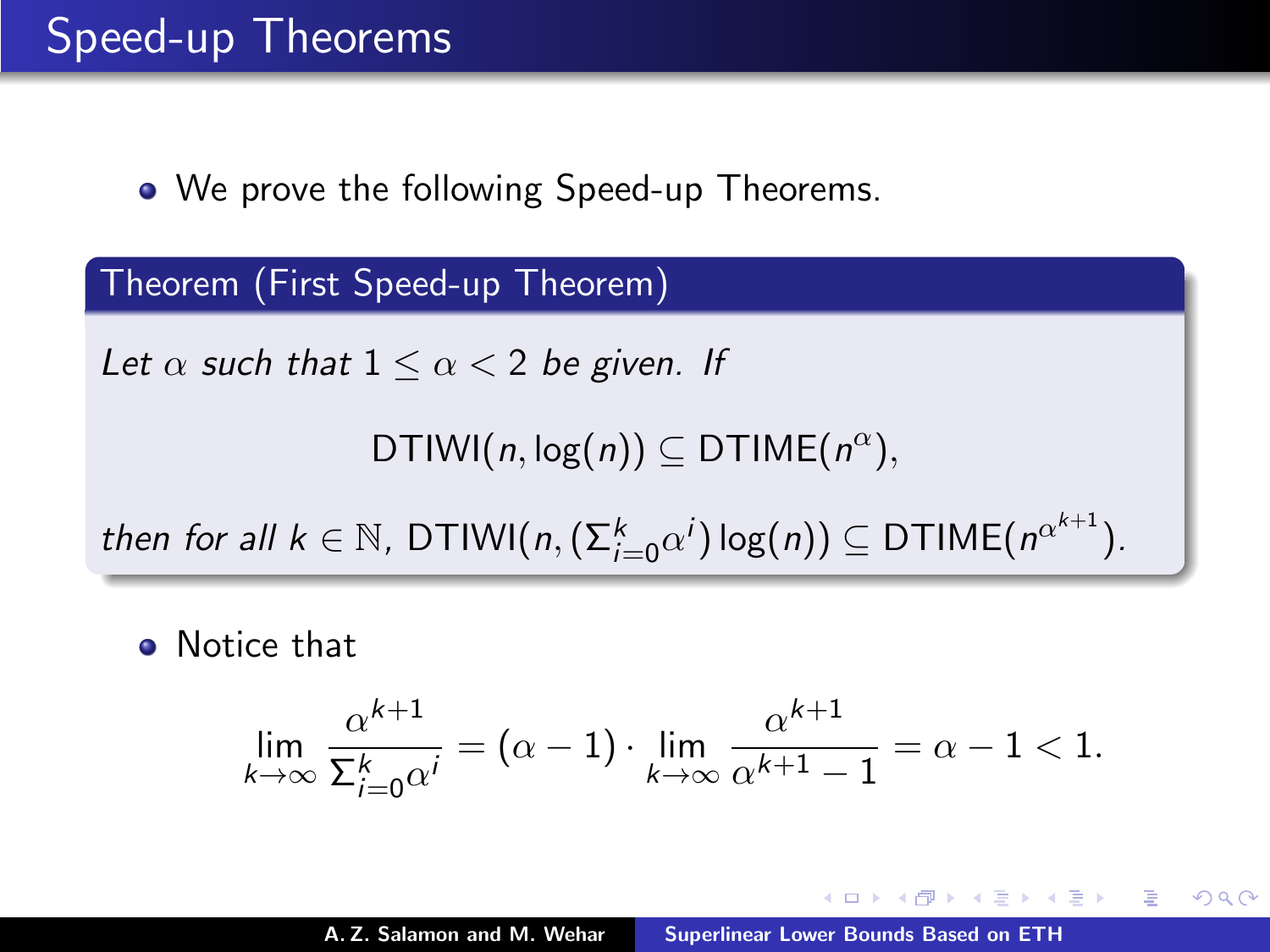# Speed-up Theorems

- We prove the following Speed-up Theorems.

**Theorem (First Speed-up Theorem)**

*Let $\alpha$ such that $1 \leq \alpha < 2$ be given. If*

$$\mathrm{DTIWI}(n, \log(n)) \subseteq \mathrm{DTIME}(n^{\alpha}),$$

*then for all $k \in \mathbb{N}$, $\mathrm{DTIWI}(n, (\Sigma_{i=0}^{k} \alpha^i) \log(n)) \subseteq \mathrm{DTIME}(n^{\alpha^{k+1}})$.*

- Notice that

$$\lim_{k \to \infty} \frac{\alpha^{k+1}}{\Sigma_{i=0}^{k} \alpha^i} = (\alpha - 1) \cdot \lim_{k \to \infty} \frac{\alpha^{k+1}}{\alpha^{k+1} - 1} = \alpha - 1 < 1.$$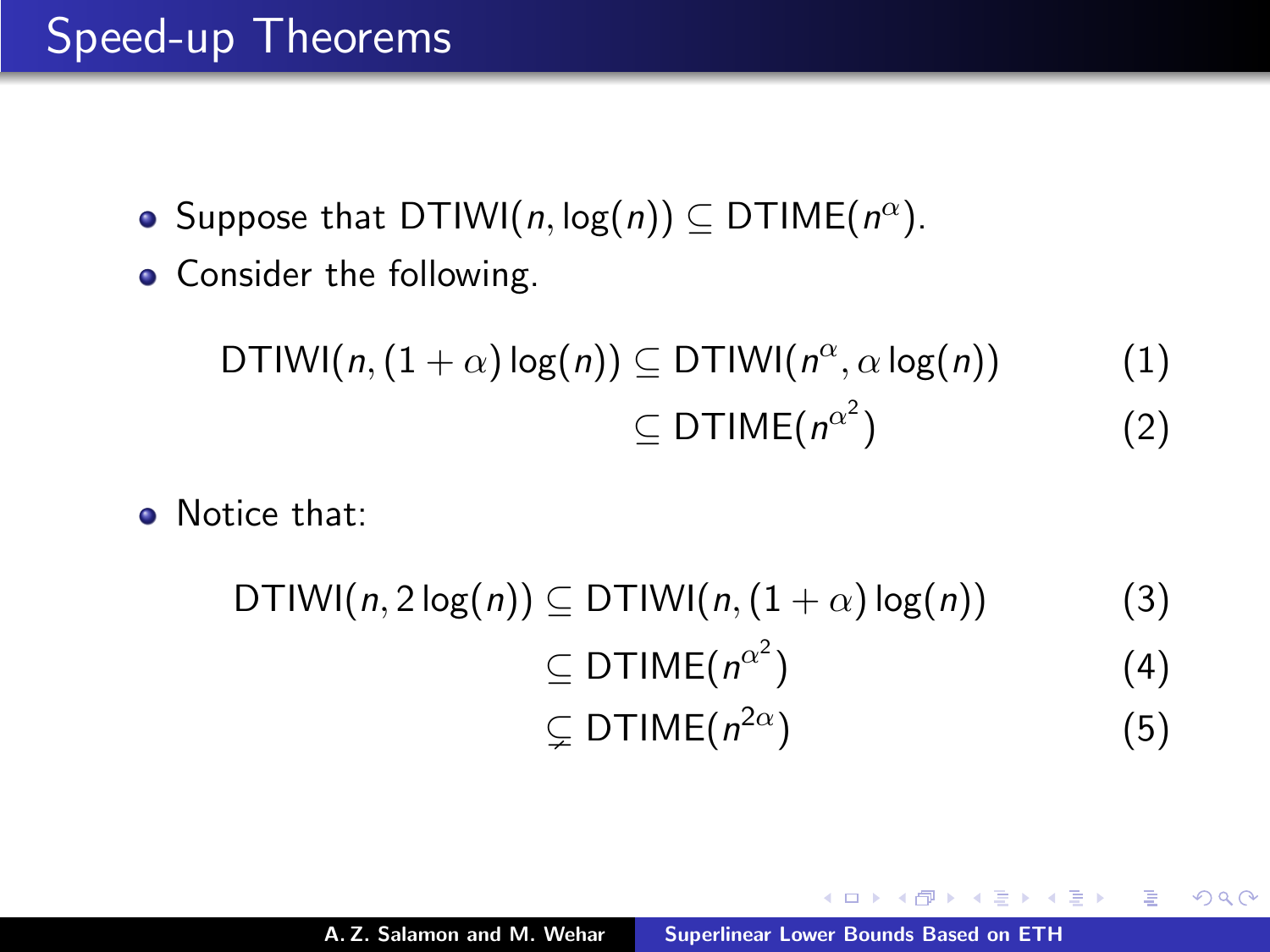# Speed-up Theorems

- Suppose that $\text{DTIWI}(n, \log(n)) \subseteq \text{DTIME}(n^{\alpha})$.
- Consider the following.

$$
\begin{aligned}
\text{DTIWI}(n, (1+\alpha)\log(n)) &\subseteq \text{DTIWI}(n^{\alpha}, \alpha \log(n)) && (1)\\
&\subseteq \text{DTIME}(n^{\alpha^2}) && (2)
\end{aligned}
$$

- Notice that:

$$
\begin{aligned}
\text{DTIWI}(n, 2\log(n)) &\subseteq \text{DTIWI}(n, (1+\alpha)\log(n)) && (3)\\
&\subseteq \text{DTIME}(n^{\alpha^2}) && (4)\\
&\subsetneq \text{DTIME}(n^{2\alpha}) && (5)
\end{aligned}
$$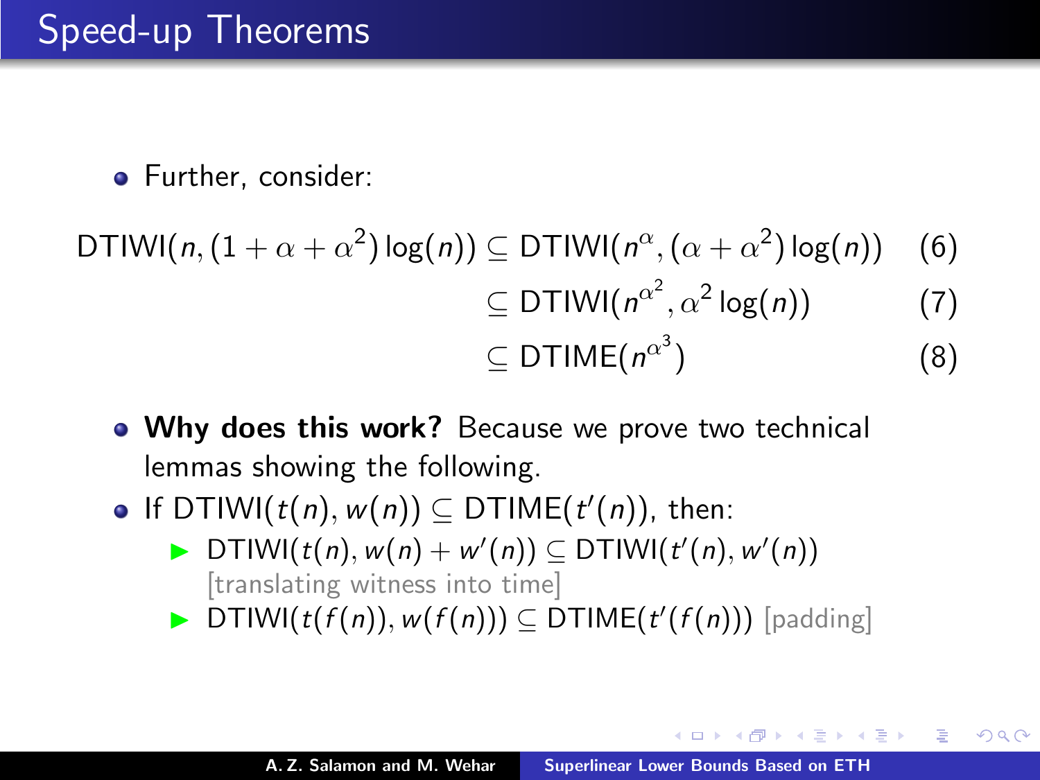## Speed-up Theorems

- Further, consider:

$$
\begin{aligned}
\mathrm{DTIWI}(n, (1+\alpha+\alpha^2)\log(n)) &\subseteq \mathrm{DTIWI}(n^{\alpha}, (\alpha+\alpha^2)\log(n)) &(6)\\
&\subseteq \mathrm{DTIWI}(n^{\alpha^2}, \alpha^2\log(n)) &(7)\\
&\subseteq \mathrm{DTIME}(n^{\alpha^3}) &(8)
\end{aligned}
$$

- **Why does this work?** Because we prove two technical lemmas showing the following.
- If $\mathrm{DTIWI}(t(n), w(n)) \subseteq \mathrm{DTIME}(t'(n))$, then:
  - $\mathrm{DTIWI}(t(n), w(n) + w'(n)) \subseteq \mathrm{DTIWI}(t'(n), w'(n))$ [translating witness into time]
  - $\mathrm{DTIWI}(t(f(n)), w(f(n))) \subseteq \mathrm{DTIME}(t'(f(n)))$ [padding]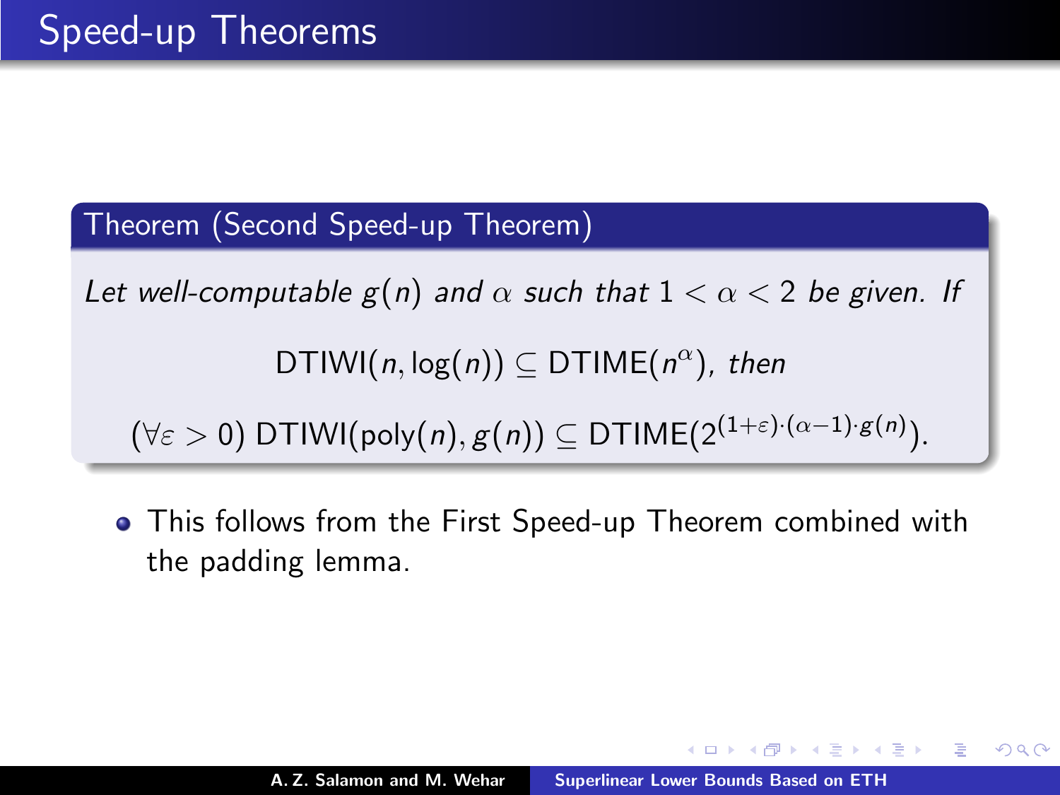# Speed-up Theorems

**Theorem (Second Speed-up Theorem)**

*Let well-computable $g(n)$ and $\alpha$ such that $1 < \alpha < 2$ be given. If*

$$\text{DTIWI}(n, \log(n)) \subseteq \text{DTIME}(n^{\alpha}), \textit{ then}$$

$$(\forall \varepsilon > 0)\ \text{DTIWI}(\text{poly}(n), g(n)) \subseteq \text{DTIME}(2^{(1+\varepsilon)\cdot(\alpha-1)\cdot g(n)}).$$

- This follows from the First Speed-up Theorem combined with the padding lemma.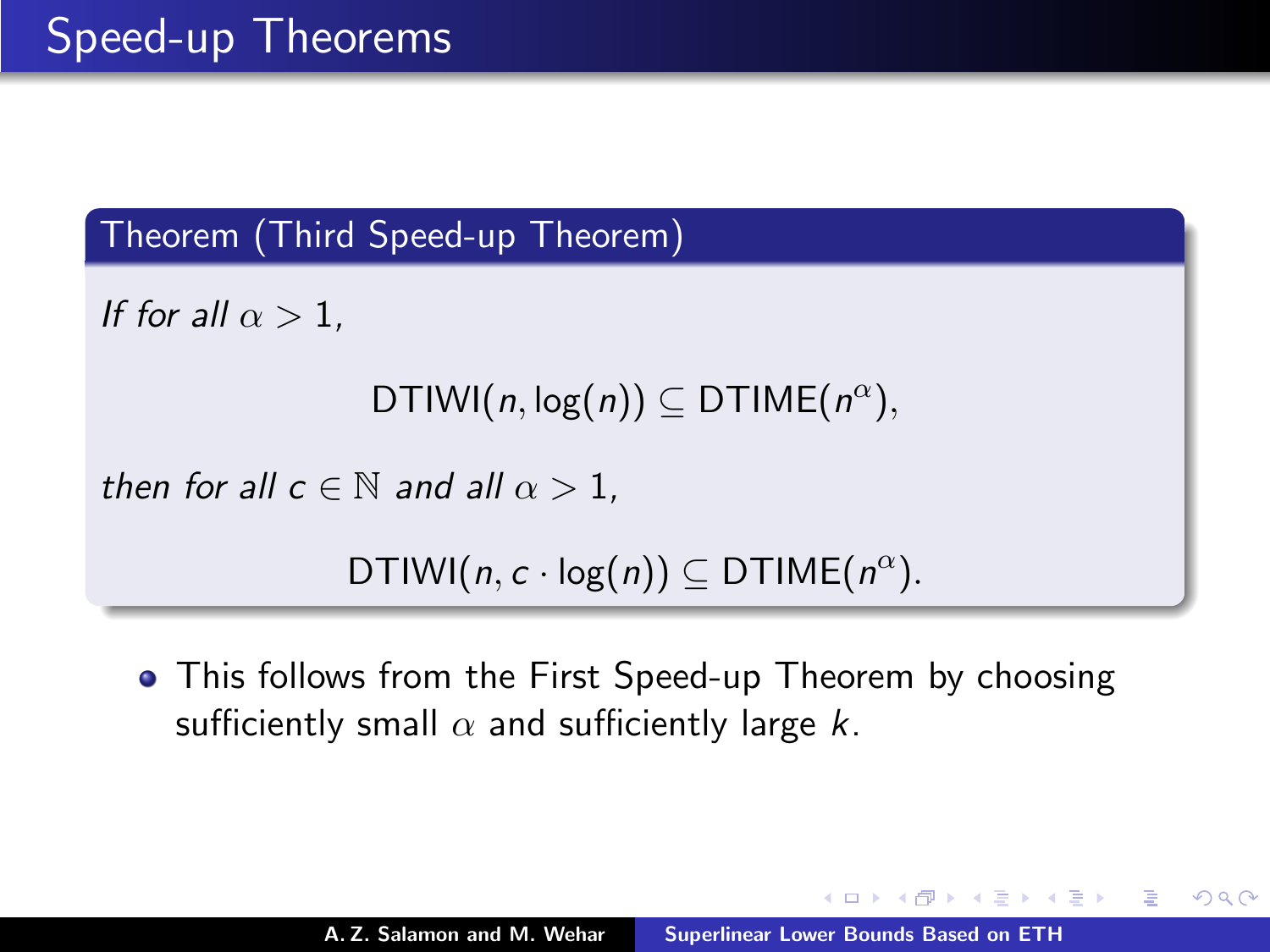# Speed-up Theorems

**Theorem (Third Speed-up Theorem)**

*If for all* $\alpha > 1$,

$$\text{DTIWI}(n, \log(n)) \subseteq \text{DTIME}(n^{\alpha}),$$

*then for all* $c \in \mathbb{N}$ *and all* $\alpha > 1$,

$$\text{DTIWI}(n, c \cdot \log(n)) \subseteq \text{DTIME}(n^{\alpha}).$$

- This follows from the First Speed-up Theorem by choosing sufficiently small $\alpha$ and sufficiently large $k$.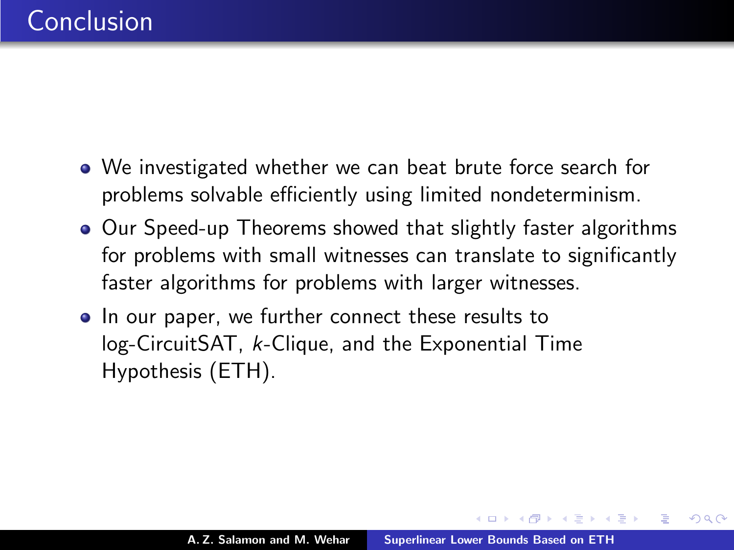# Conclusion

- We investigated whether we can beat brute force search for problems solvable efficiently using limited nondeterminism.
- Our Speed-up Theorems showed that slightly faster algorithms for problems with small witnesses can translate to significantly faster algorithms for problems with larger witnesses.
- In our paper, we further connect these results to log-CircuitSAT, $k$-Clique, and the Exponential Time Hypothesis (ETH).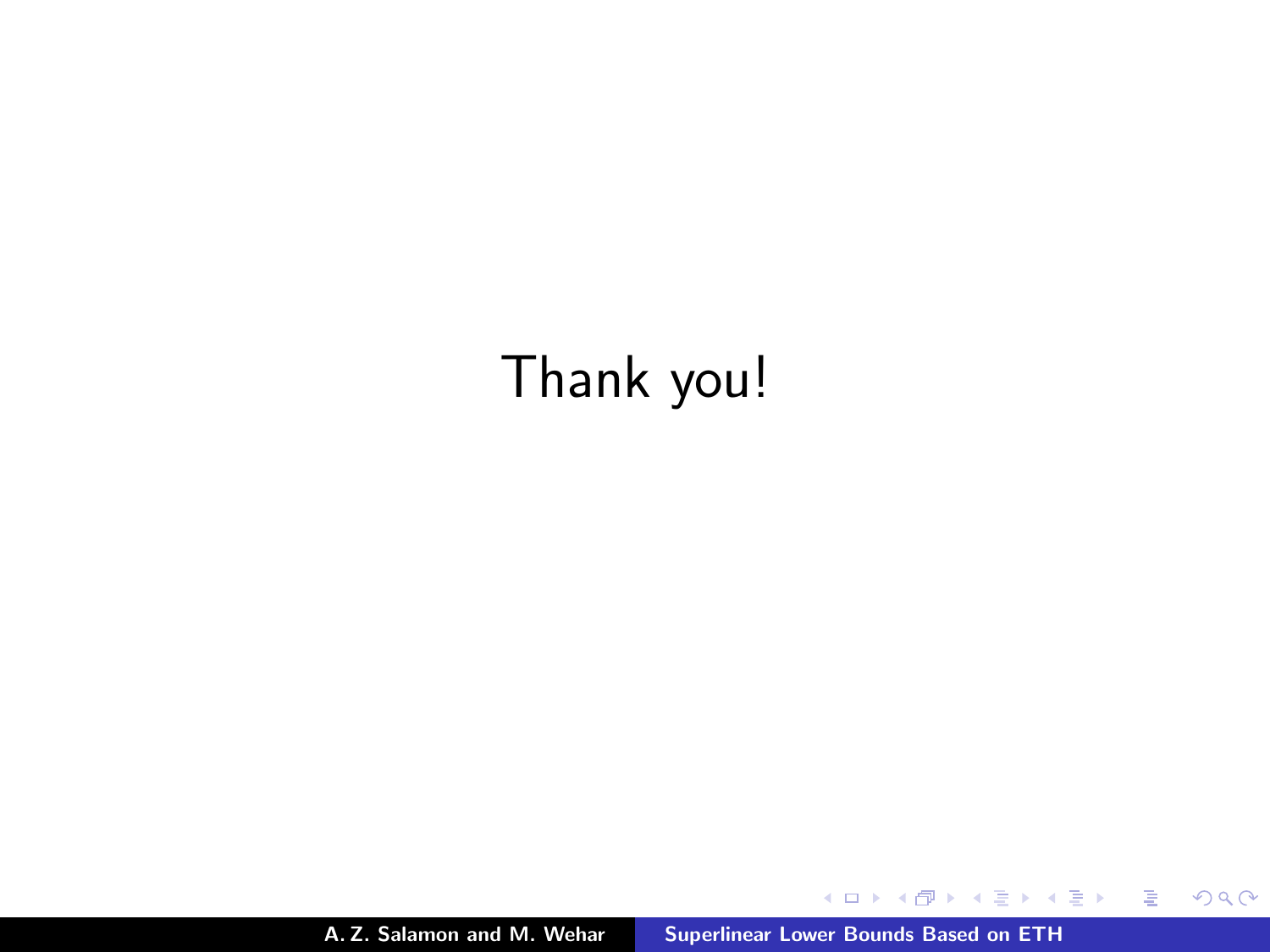Thank you!